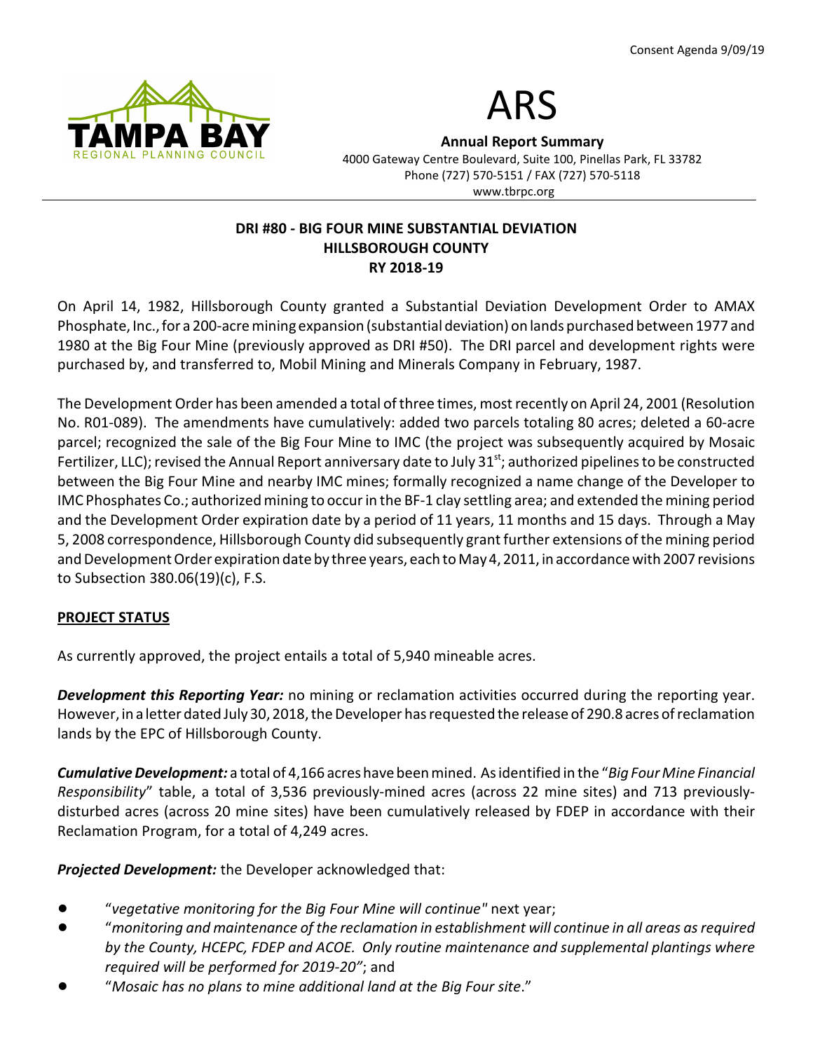Consent Agenda 9/09/19

TAMPA BAY
REGIONAL PLANNING COUNCIL

# ARS

**Annual Report Summary**
4000 Gateway Centre Boulevard, Suite 100, Pinellas Park, FL 33782
Phone (727) 570-5151 / FAX (727) 570-5118
www.tbrpc.org

## DRI #80 - BIG FOUR MINE SUBSTANTIAL DEVIATION
## HILLSBOROUGH COUNTY
## RY 2018-19

On April 14, 1982, Hillsborough County granted a Substantial Deviation Development Order to AMAX Phosphate, Inc., for a 200-acre mining expansion (substantial deviation) on lands purchased between 1977 and 1980 at the Big Four Mine (previously approved as DRI #50). The DRI parcel and development rights were purchased by, and transferred to, Mobil Mining and Minerals Company in February, 1987.

The Development Order has been amended a total of three times, most recently on April 24, 2001 (Resolution No. R01-089). The amendments have cumulatively: added two parcels totaling 80 acres; deleted a 60-acre parcel; recognized the sale of the Big Four Mine to IMC (the project was subsequently acquired by Mosaic Fertilizer, LLC); revised the Annual Report anniversary date to July 31st; authorized pipelines to be constructed between the Big Four Mine and nearby IMC mines; formally recognized a name change of the Developer to IMC Phosphates Co.; authorized mining to occur in the BF-1 clay settling area; and extended the mining period and the Development Order expiration date by a period of 11 years, 11 months and 15 days. Through a May 5, 2008 correspondence, Hillsborough County did subsequently grant further extensions of the mining period and Development Order expiration date by three years, each to May 4, 2011, in accordance with 2007 revisions to Subsection 380.06(19)(c), F.S.

**PROJECT STATUS**

As currently approved, the project entails a total of 5,940 mineable acres.

***Development this Reporting Year:*** no mining or reclamation activities occurred during the reporting year. However, in a letter dated July 30, 2018, the Developer has requested the release of 290.8 acres of reclamation lands by the EPC of Hillsborough County.

***Cumulative Development:*** a total of 4,166 acres have been mined. As identified in the "*Big Four Mine Financial Responsibility*" table, a total of 3,536 previously-mined acres (across 22 mine sites) and 713 previously-disturbed acres (across 20 mine sites) have been cumulatively released by FDEP in accordance with their Reclamation Program, for a total of 4,249 acres.

***Projected Development:*** the Developer acknowledged that:

- "*vegetative monitoring for the Big Four Mine will continue"* next year;
- "*monitoring and maintenance of the reclamation in establishment will continue in all areas as required by the County, HCEPC, FDEP and ACOE. Only routine maintenance and supplemental plantings where required will be performed for 2019-20"*; and
- "*Mosaic has no plans to mine additional land at the Big Four site*."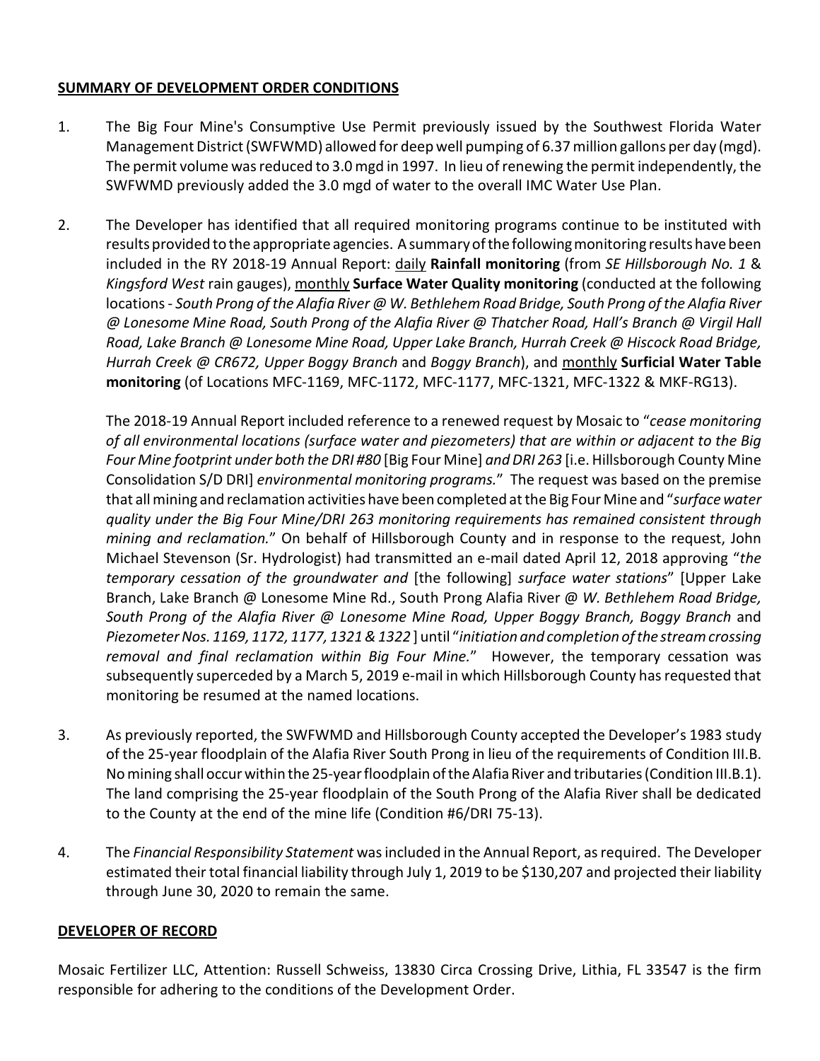**SUMMARY OF DEVELOPMENT ORDER CONDITIONS**

1. The Big Four Mine's Consumptive Use Permit previously issued by the Southwest Florida Water Management District (SWFWMD) allowed for deep well pumping of 6.37 million gallons per day (mgd). The permit volume was reduced to 3.0 mgd in 1997. In lieu of renewing the permit independently, the SWFWMD previously added the 3.0 mgd of water to the overall IMC Water Use Plan.

2. The Developer has identified that all required monitoring programs continue to be instituted with results provided to the appropriate agencies. A summary of the following monitoring results have been included in the RY 2018-19 Annual Report: daily **Rainfall monitoring** (from *SE Hillsborough No. 1* & *Kingsford West* rain gauges), monthly **Surface Water Quality monitoring** (conducted at the following locations - *South Prong of the Alafia River @ W. Bethlehem Road Bridge, South Prong of the Alafia River @ Lonesome Mine Road, South Prong of the Alafia River @ Thatcher Road, Hall's Branch @ Virgil Hall Road, Lake Branch @ Lonesome Mine Road, Upper Lake Branch, Hurrah Creek @ Hiscock Road Bridge, Hurrah Creek @ CR672, Upper Boggy Branch* and *Boggy Branch*), and monthly **Surficial Water Table monitoring** (of Locations MFC-1169, MFC-1172, MFC-1177, MFC-1321, MFC-1322 & MKF-RG13).

   The 2018-19 Annual Report included reference to a renewed request by Mosaic to "*cease monitoring of all environmental locations (surface water and piezometers) that are within or adjacent to the Big Four Mine footprint under both the DRI #80* [Big Four Mine] *and DRI 263* [i.e. Hillsborough County Mine Consolidation S/D DRI] *environmental monitoring programs.*" The request was based on the premise that all mining and reclamation activities have been completed at the Big Four Mine and "*surface water quality under the Big Four Mine/DRI 263 monitoring requirements has remained consistent through mining and reclamation.*" On behalf of Hillsborough County and in response to the request, John Michael Stevenson (Sr. Hydrologist) had transmitted an e-mail dated April 12, 2018 approving "*the temporary cessation of the groundwater and* [the following] *surface water stations*" [Upper Lake Branch, Lake Branch @ Lonesome Mine Rd., South Prong Alafia River @ *W. Bethlehem Road Bridge, South Prong of the Alafia River @ Lonesome Mine Road, Upper Boggy Branch, Boggy Branch* and *Piezometer Nos. 1169, 1172, 1177, 1321 & 1322* ] until "*initiation and completion of the stream crossing removal and final reclamation within Big Four Mine.*" However, the temporary cessation was subsequently superceded by a March 5, 2019 e-mail in which Hillsborough County has requested that monitoring be resumed at the named locations.

3. As previously reported, the SWFWMD and Hillsborough County accepted the Developer's 1983 study of the 25-year floodplain of the Alafia River South Prong in lieu of the requirements of Condition III.B. No mining shall occur within the 25-year floodplain of the Alafia River and tributaries (Condition III.B.1). The land comprising the 25-year floodplain of the South Prong of the Alafia River shall be dedicated to the County at the end of the mine life (Condition #6/DRI 75-13).

4. The *Financial Responsibility Statement* was included in the Annual Report, as required. The Developer estimated their total financial liability through July 1, 2019 to be $130,207 and projected their liability through June 30, 2020 to remain the same.

**DEVELOPER OF RECORD**

Mosaic Fertilizer LLC, Attention: Russell Schweiss, 13830 Circa Crossing Drive, Lithia, FL 33547 is the firm responsible for adhering to the conditions of the Development Order.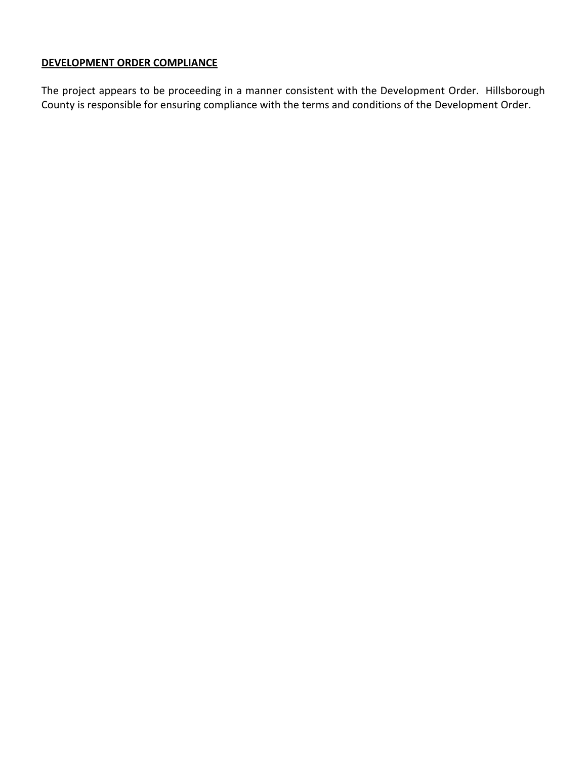**DEVELOPMENT ORDER COMPLIANCE**

The project appears to be proceeding in a manner consistent with the Development Order. Hillsborough County is responsible for ensuring compliance with the terms and conditions of the Development Order.